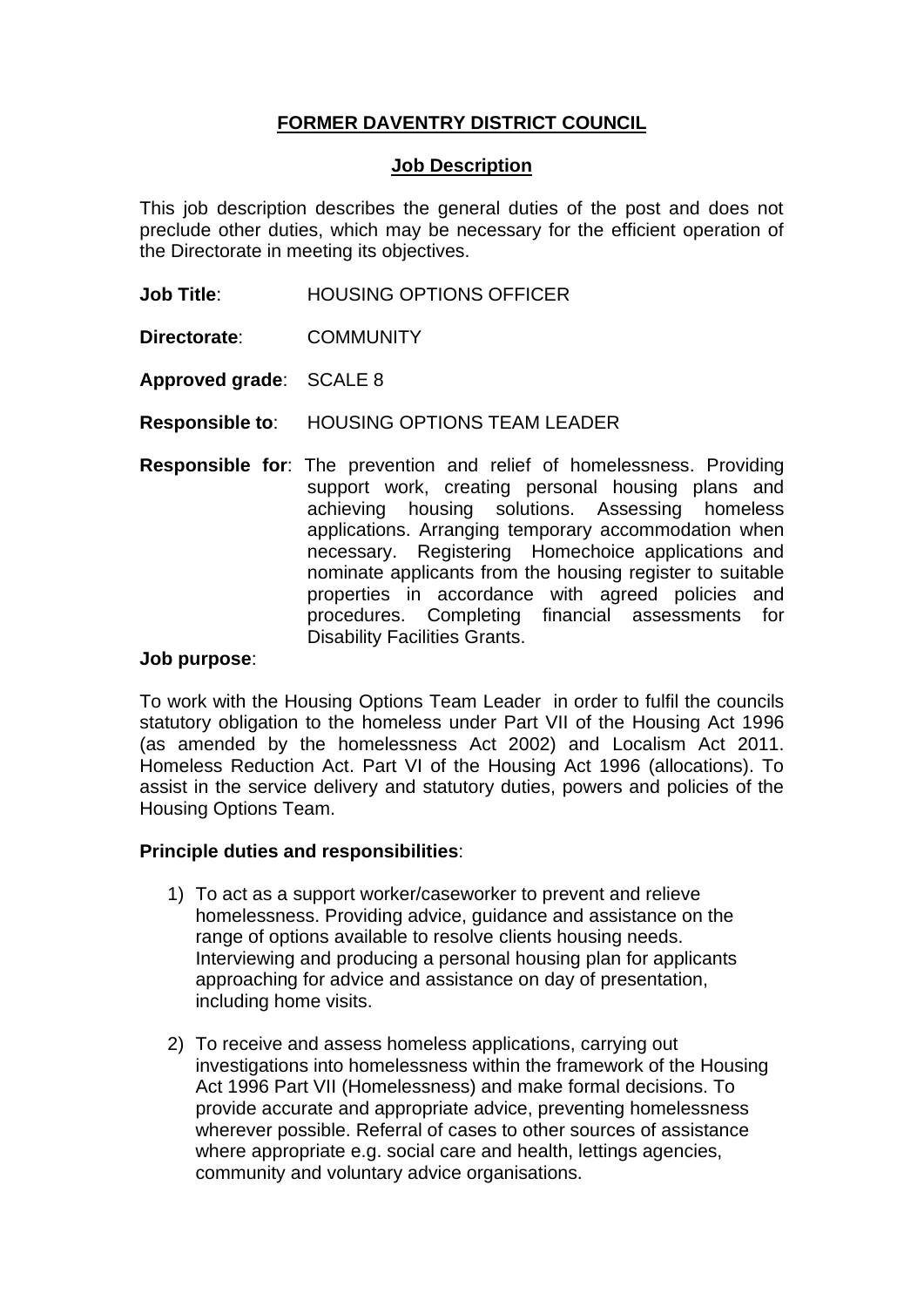# FORMER DAVENTRY DISTRICT COUNCIL

## Job Description

This job description describes the general duties of the post and does not preclude other duties, which may be necessary for the efficient operation of the Directorate in meeting its objectives.

**Job Title**: HOUSING OPTIONS OFFICER

**Directorate**: COMMUNITY

**Approved grade**: SCALE 8

**Responsible to**: HOUSING OPTIONS TEAM LEADER

**Responsible for**: The prevention and relief of homelessness. Providing support work, creating personal housing plans and achieving housing solutions. Assessing homeless applications. Arranging temporary accommodation when necessary. Registering Homechoice applications and nominate applicants from the housing register to suitable properties in accordance with agreed policies and procedures. Completing financial assessments for Disability Facilities Grants.

**Job purpose**:

To work with the Housing Options Team Leader in order to fulfil the councils statutory obligation to the homeless under Part VII of the Housing Act 1996 (as amended by the homelessness Act 2002) and Localism Act 2011. Homeless Reduction Act. Part VI of the Housing Act 1996 (allocations). To assist in the service delivery and statutory duties, powers and policies of the Housing Options Team.

**Principle duties and responsibilities**:

1) To act as a support worker/caseworker to prevent and relieve homelessness. Providing advice, guidance and assistance on the range of options available to resolve clients housing needs. Interviewing and producing a personal housing plan for applicants approaching for advice and assistance on day of presentation, including home visits.

2) To receive and assess homeless applications, carrying out investigations into homelessness within the framework of the Housing Act 1996 Part VII (Homelessness) and make formal decisions. To provide accurate and appropriate advice, preventing homelessness wherever possible. Referral of cases to other sources of assistance where appropriate e.g. social care and health, lettings agencies, community and voluntary advice organisations.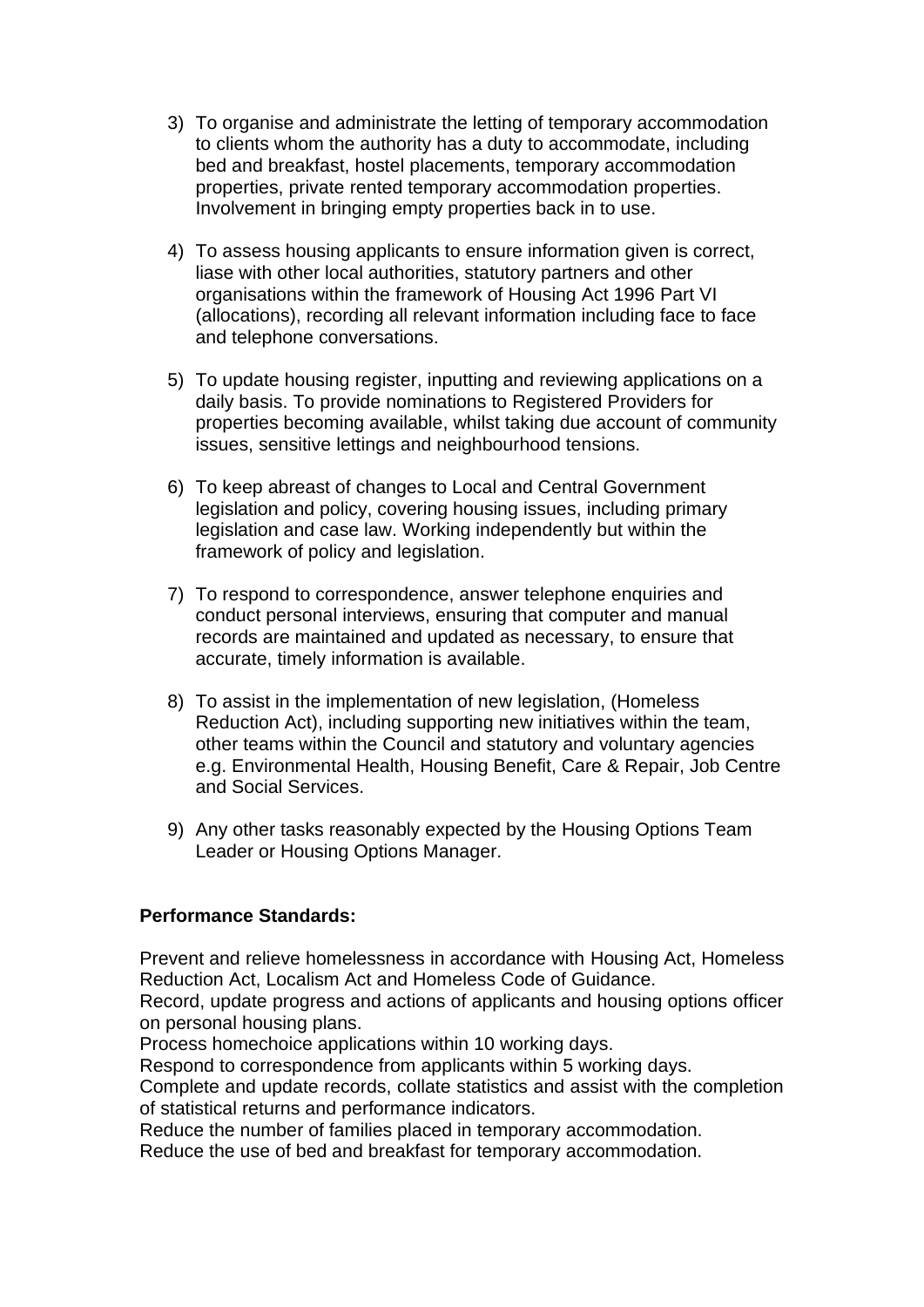3) To organise and administrate the letting of temporary accommodation to clients whom the authority has a duty to accommodate, including bed and breakfast, hostel placements, temporary accommodation properties, private rented temporary accommodation properties. Involvement in bringing empty properties back in to use.

4) To assess housing applicants to ensure information given is correct, liase with other local authorities, statutory partners and other organisations within the framework of Housing Act 1996 Part VI (allocations), recording all relevant information including face to face and telephone conversations.

5) To update housing register, inputting and reviewing applications on a daily basis. To provide nominations to Registered Providers for properties becoming available, whilst taking due account of community issues, sensitive lettings and neighbourhood tensions.

6) To keep abreast of changes to Local and Central Government legislation and policy, covering housing issues, including primary legislation and case law. Working independently but within the framework of policy and legislation.

7) To respond to correspondence, answer telephone enquiries and conduct personal interviews, ensuring that computer and manual records are maintained and updated as necessary, to ensure that accurate, timely information is available.

8) To assist in the implementation of new legislation, (Homeless Reduction Act), including supporting new initiatives within the team, other teams within the Council and statutory and voluntary agencies e.g. Environmental Health, Housing Benefit, Care & Repair, Job Centre and Social Services.

9) Any other tasks reasonably expected by the Housing Options Team Leader or Housing Options Manager.

**Performance Standards:**

Prevent and relieve homelessness in accordance with Housing Act, Homeless Reduction Act, Localism Act and Homeless Code of Guidance.
Record, update progress and actions of applicants and housing options officer on personal housing plans.
Process homechoice applications within 10 working days.
Respond to correspondence from applicants within 5 working days.
Complete and update records, collate statistics and assist with the completion of statistical returns and performance indicators.
Reduce the number of families placed in temporary accommodation.
Reduce the use of bed and breakfast for temporary accommodation.